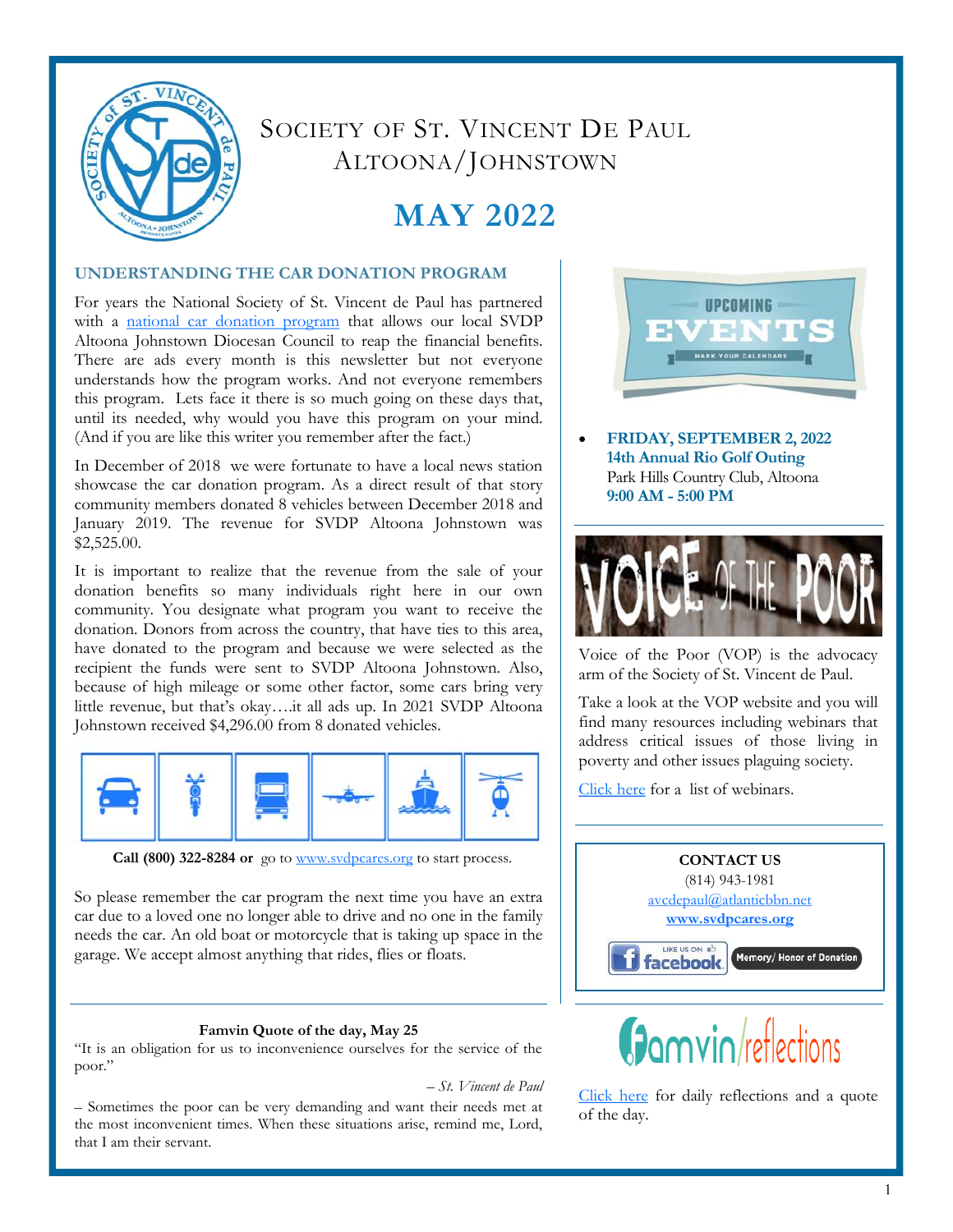# SOCIETY OF ST. VINCENT DE PAUL
# ALTOONA/JOHNSTOWN

# MAY 2022

## UNDERSTANDING THE CAR DONATION PROGRAM

For years the National Society of St. Vincent de Paul has partnered with a national car donation program that allows our local SVDP Altoona Johnstown Diocesan Council to reap the financial benefits. There are ads every month is this newsletter but not everyone understands how the program works. And not everyone remembers this program. Lets face it there is so much going on these days that, until its needed, why would you have this program on your mind. (And if you are like this writer you remember after the fact.)

In December of 2018 we were fortunate to have a local news station showcase the car donation program. As a direct result of that story community members donated 8 vehicles between December 2018 and January 2019. The revenue for SVDP Altoona Johnstown was $2,525.00.

It is important to realize that the revenue from the sale of your donation benefits so many individuals right here in our own community. You designate what program you want to receive the donation. Donors from across the country, that have ties to this area, have donated to the program and because we were selected as the recipient the funds were sent to SVDP Altoona Johnstown. Also, because of high mileage or some other factor, some cars bring very little revenue, but that's okay….it all ads up. In 2021 SVDP Altoona Johnstown received $4,296.00 from 8 donated vehicles.

**Call (800) 322-8284 or** go to www.svdpcares.org to start process.

So please remember the car program the next time you have an extra car due to a loved one no longer able to drive and no one in the family needs the car. An old boat or motorcycle that is taking up space in the garage. We accept almost anything that rides, flies or floats.

**Famvin Quote of the day, May 25**

"It is an obligation for us to inconvenience ourselves for the service of the poor."

*– St. Vincent de Paul*

– Sometimes the poor can be very demanding and want their needs met at the most inconvenient times. When these situations arise, remind me, Lord, that I am their servant.

## UPCOMING EVENTS

MARK YOUR CALENDARS

- **FRIDAY, SEPTEMBER 2, 2022**
  **14th Annual Rio Golf Outing**
  Park Hills Country Club, Altoona
  **9:00 AM - 5:00 PM**

## VOICE OF THE POOR

Voice of the Poor (VOP) is the advocacy arm of the Society of St. Vincent de Paul.

Take a look at the VOP website and you will find many resources including webinars that address critical issues of those living in poverty and other issues plaguing society.

Click here for a list of webinars.

**CONTACT US**

(814) 943-1981

avcdepaul@atlanticbbn.net

**www.svdpcares.org**

LIKE US ON facebook | Memory/ Honor of Donation

## Famvin/reflections

Click here for daily reflections and a quote of the day.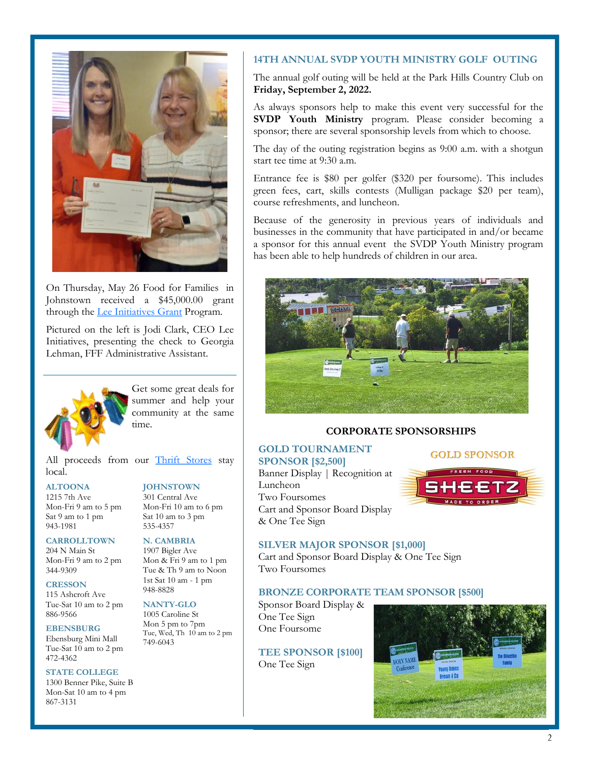On Thursday, May 26 Food for Families in Johnstown received a $45,000.00 grant through the Lee Initiatives Grant Program.

Pictured on the left is Jodi Clark, CEO Lee Initiatives, presenting the check to Georgia Lehman, FFF Administrative Assistant.

Get some great deals for summer and help your community at the same time.

All proceeds from our Thrift Stores stay local.

**ALTOONA**
1215 7th Ave
Mon-Fri 9 am to 5 pm
Sat 9 am to 1 pm
943-1981

**CARROLLTOWN**
204 N Main St
Mon-Fri 9 am to 2 pm
344-9309

**CRESSON**
115 Ashcroft Ave
Tue-Sat 10 am to 2 pm
886-9566

**EBENSBURG**
Ebensburg Mini Mall
Tue-Sat 10 am to 2 pm
472-4362

**STATE COLLEGE**
1300 Benner Pike, Suite B
Mon-Sat 10 am to 4 pm
867-3131

**JOHNSTOWN**
301 Central Ave
Mon-Fri 10 am to 6 pm
Sat 10 am to 3 pm
535-4357

**N. CAMBRIA**
1907 Bigler Ave
Mon & Fri 9 am to 1 pm
Tue & Th 9 am to Noon
1st Sat 10 am - 1 pm
948-8828

**NANTY-GLO**
1005 Caroline St
Mon 5 pm to 7pm
Tue, Wed, Th 10 am to 2 pm
749-6043

## 14TH ANNUAL SVDP YOUTH MINISTRY GOLF OUTING

The annual golf outing will be held at the Park Hills Country Club on **Friday, September 2, 2022.**

As always sponsors help to make this event very successful for the **SVDP Youth Ministry** program. Please consider becoming a sponsor; there are several sponsorship levels from which to choose.

The day of the outing registration begins as 9:00 a.m. with a shotgun start tee time at 9:30 a.m.

Entrance fee is $80 per golfer ($320 per foursome). This includes green fees, cart, skills contests (Mulligan package $20 per team), course refreshments, and luncheon.

Because of the generosity in previous years of individuals and businesses in the community that have participated in and/or became a sponsor for this annual event the SVDP Youth Ministry program has been able to help hundreds of children in our area.

### CORPORATE SPONSORSHIPS

**GOLD TOURNAMENT SPONSOR [$2,500]**
Banner Display | Recognition at Luncheon
Two Foursomes
Cart and Sponsor Board Display & One Tee Sign

GOLD SPONSOR

SHEETZ

**SILVER MAJOR SPONSOR [$1,000]**
Cart and Sponsor Board Display & One Tee Sign
Two Foursomes

**BRONZE CORPORATE TEAM SPONSOR [$500]**
Sponsor Board Display & One Tee Sign
One Foursome

**TEE SPONSOR [$100]**
One Tee Sign